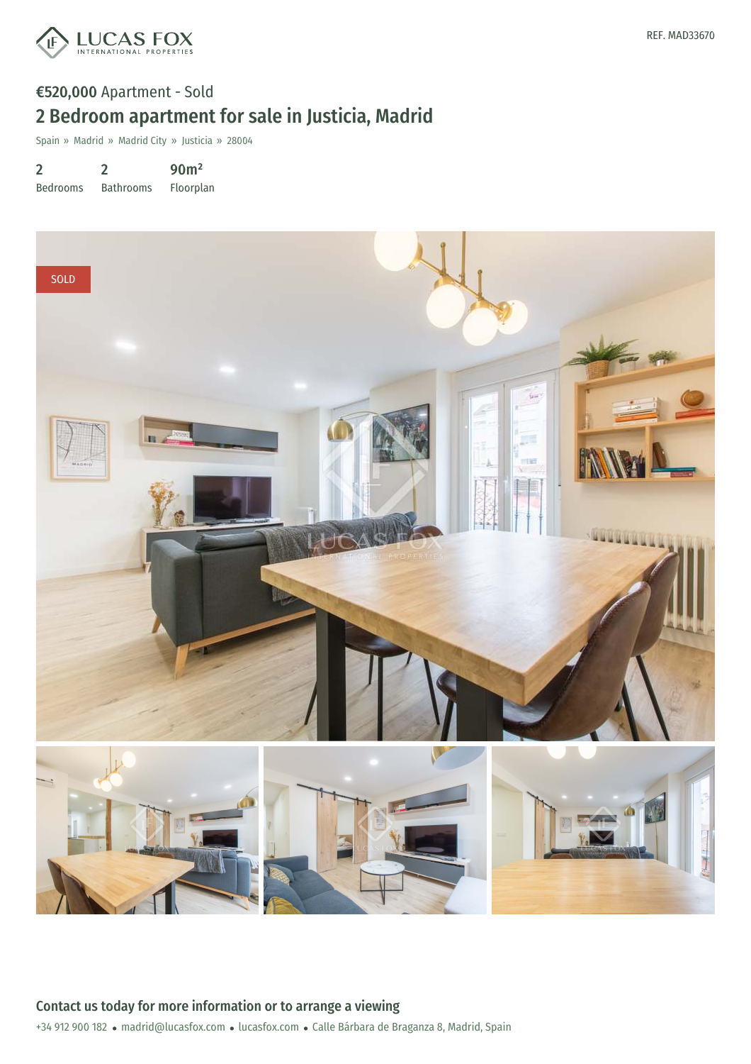LUCAS FOX
INTERNATIONAL PROPERTIES

REF. MAD33670

**€520,000** Apartment - Sold

# 2 Bedroom apartment for sale in Justicia, Madrid

Spain » Madrid » Madrid City » Justicia » 28004

| 2 | 2 | 90m² |
|---|---|---|
| Bedrooms | Bathrooms | Floorplan |

SOLD

## Contact us today for more information or to arrange a viewing

+34 912 900 182 • madrid@lucasfox.com • lucasfox.com • Calle Bárbara de Braganza 8, Madrid, Spain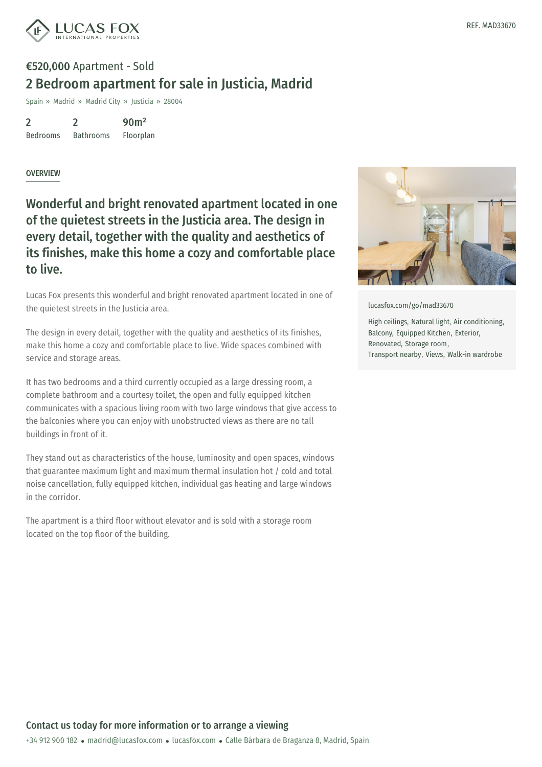REF. MAD33670

**€520,000** Apartment - Sold

# 2 Bedroom apartment for sale in Justicia, Madrid

Spain » Madrid » Madrid City » Justicia » 28004

| 2 | 2 | 90m² |
|---|---|---|
| Bedrooms | Bathrooms | Floorplan |

## OVERVIEW

## Wonderful and bright renovated apartment located in one of the quietest streets in the Justicia area. The design in every detail, together with the quality and aesthetics of its finishes, make this home a cozy and comfortable place to live.

Lucas Fox presents this wonderful and bright renovated apartment located in one of the quietest streets in the Justicia area.

The design in every detail, together with the quality and aesthetics of its finishes, make this home a cozy and comfortable place to live. Wide spaces combined with service and storage areas.

It has two bedrooms and a third currently occupied as a large dressing room, a complete bathroom and a courtesy toilet, the open and fully equipped kitchen communicates with a spacious living room with two large windows that give access to the balconies where you can enjoy with unobstructed views as there are no tall buildings in front of it.

They stand out as characteristics of the house, luminosity and open spaces, windows that guarantee maximum light and maximum thermal insulation hot / cold and total noise cancellation, fully equipped kitchen, individual gas heating and large windows in the corridor.

The apartment is a third floor without elevator and is sold with a storage room located on the top floor of the building.

lucasfox.com/go/mad33670

High ceilings, Natural light, Air conditioning, Balcony, Equipped Kitchen, Exterior, Renovated, Storage room, Transport nearby, Views, Walk-in wardrobe

**Contact us today for more information or to arrange a viewing**

+34 912 900 182 • madrid@lucasfox.com • lucasfox.com • Calle Bárbara de Braganza 8, Madrid, Spain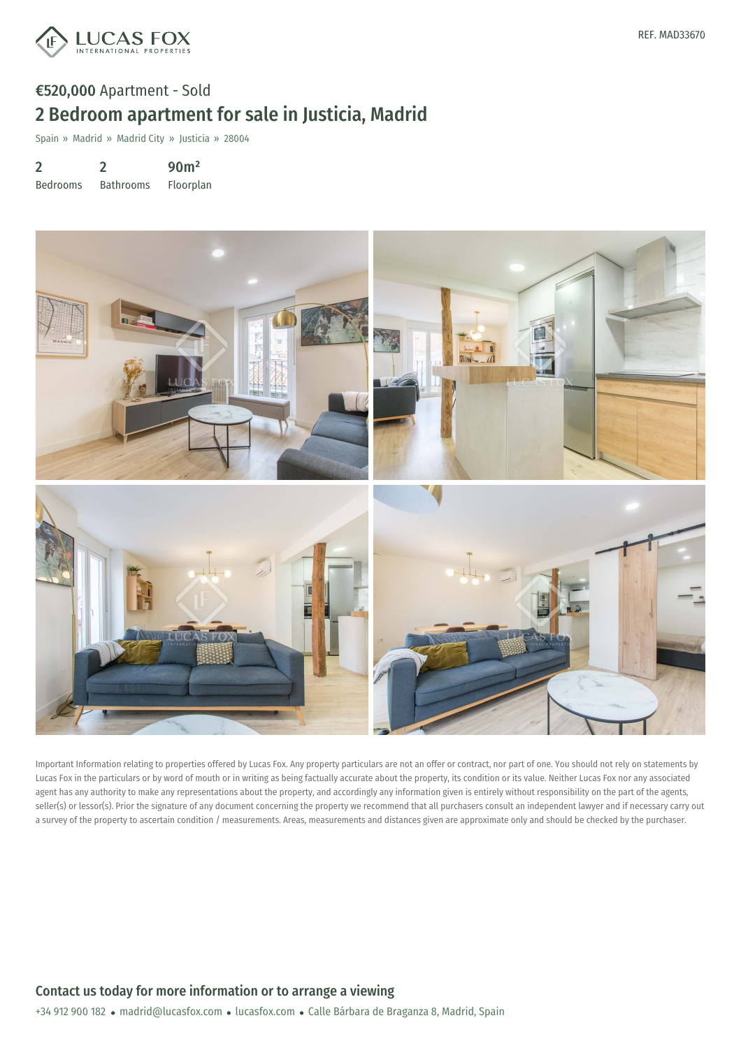REF. MAD33670

€520,000 Apartment - Sold

# 2 Bedroom apartment for sale in Justicia, Madrid

Spain » Madrid » Madrid City » Justicia » 28004

| 2 | 2 | 90m² |
|---|---|---|
| Bedrooms | Bathrooms | Floorplan |

Important Information relating to properties offered by Lucas Fox. Any property particulars are not an offer or contract, nor part of one. You should not rely on statements by Lucas Fox in the particulars or by word of mouth or in writing as being factually accurate about the property, its condition or its value. Neither Lucas Fox nor any associated agent has any authority to make any representations about the property, and accordingly any information given is entirely without responsibility on the part of the agents, seller(s) or lessor(s). Prior the signature of any document concerning the property we recommend that all purchasers consult an independent lawyer and if necessary carry out a survey of the property to ascertain condition / measurements. Areas, measurements and distances given are approximate only and should be checked by the purchaser.

## Contact us today for more information or to arrange a viewing

+34 912 900 182 • madrid@lucasfox.com • lucasfox.com • Calle Bárbara de Braganza 8, Madrid, Spain